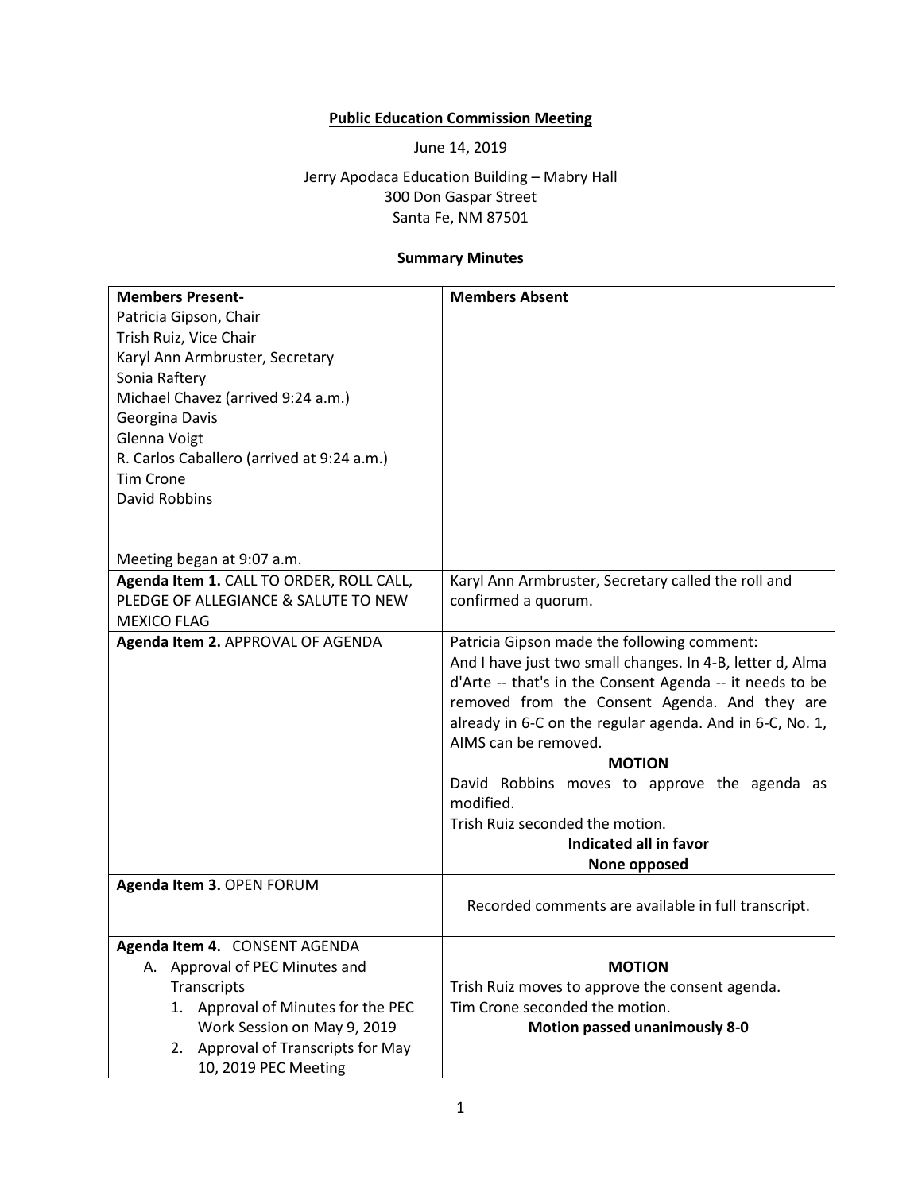**Public Education Commission Meeting**

June 14, 2019

Jerry Apodaca Education Building – Mabry Hall
300 Don Gaspar Street
Santa Fe, NM 87501

**Summary Minutes**

| **Members Present-**<br>Patricia Gipson, Chair<br>Trish Ruiz, Vice Chair<br>Karyl Ann Armbruster, Secretary<br>Sonia Raftery<br>Michael Chavez (arrived 9:24 a.m.)<br>Georgina Davis<br>Glenna Voigt<br>R. Carlos Caballero (arrived at 9:24 a.m.)<br>Tim Crone<br>David Robbins<br><br>Meeting began at 9:07 a.m. | **Members Absent** |
|---|---|
| **Agenda Item 1.** CALL TO ORDER, ROLL CALL, PLEDGE OF ALLEGIANCE & SALUTE TO NEW MEXICO FLAG | Karyl Ann Armbruster, Secretary called the roll and confirmed a quorum. |
| **Agenda Item 2.** APPROVAL OF AGENDA | Patricia Gipson made the following comment:<br>And I have just two small changes. In 4-B, letter d, Alma d'Arte -- that's in the Consent Agenda -- it needs to be removed from the Consent Agenda. And they are already in 6-C on the regular agenda. And in 6-C, No. 1, AIMS can be removed.<br>**MOTION**<br>David Robbins moves to approve the agenda as modified.<br>Trish Ruiz seconded the motion.<br>**Indicated all in favor**<br>**None opposed** |
| **Agenda Item 3.** OPEN FORUM | Recorded comments are available in full transcript. |
| **Agenda Item 4.** CONSENT AGENDA<br>A. Approval of PEC Minutes and Transcripts<br>1. Approval of Minutes for the PEC Work Session on May 9, 2019<br>2. Approval of Transcripts for May 10, 2019 PEC Meeting | **MOTION**<br>Trish Ruiz moves to approve the consent agenda.<br>Tim Crone seconded the motion.<br>**Motion passed unanimously 8-0** |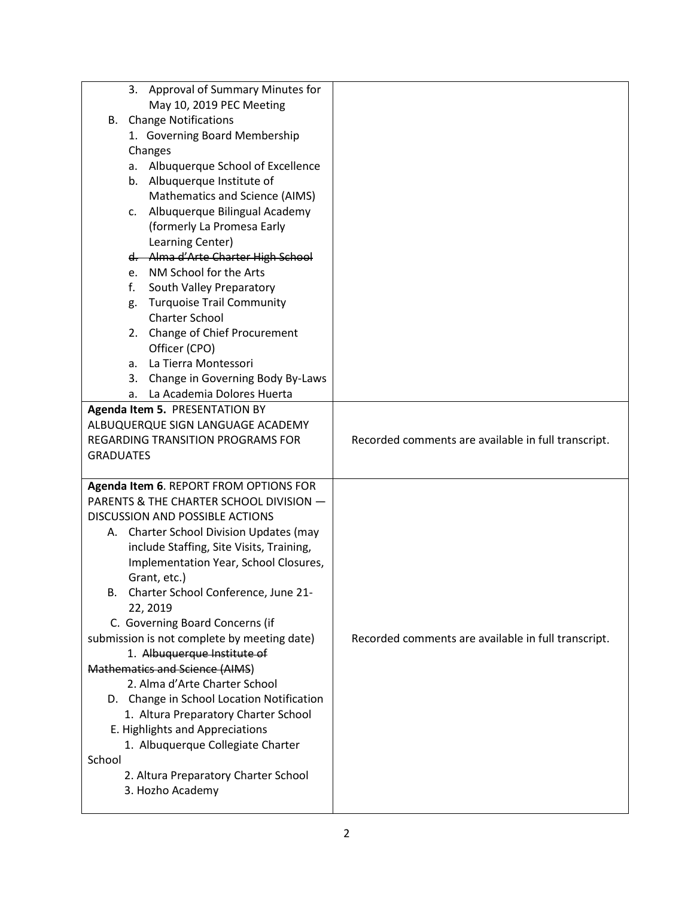| | |
|---|---|
| 3. Approval of Summary Minutes for May 10, 2019 PEC Meeting<br>B. Change Notifications<br>1. Governing Board Membership Changes<br>a. Albuquerque School of Excellence<br>b. Albuquerque Institute of Mathematics and Science (AIMS)<br>c. Albuquerque Bilingual Academy (formerly La Promesa Early Learning Center)<br>~~d. Alma d'Arte Charter High School~~<br>e. NM School for the Arts<br>f. South Valley Preparatory<br>g. Turquoise Trail Community Charter School<br>2. Change of Chief Procurement Officer (CPO)<br>a. La Tierra Montessori<br>3. Change in Governing Body By-Laws<br>a. La Academia Dolores Huerta | |
| **Agenda Item 5.** PRESENTATION BY ALBUQUERQUE SIGN LANGUAGE ACADEMY REGARDING TRANSITION PROGRAMS FOR GRADUATES | Recorded comments are available in full transcript. |
| **Agenda Item 6**. REPORT FROM OPTIONS FOR PARENTS & THE CHARTER SCHOOL DIVISION — DISCUSSION AND POSSIBLE ACTIONS<br>A. Charter School Division Updates (may include Staffing, Site Visits, Training, Implementation Year, School Closures, Grant, etc.)<br>B. Charter School Conference, June 21-22, 2019<br>C. Governing Board Concerns (if submission is not complete by meeting date)<br>1. ~~Albuquerque Institute of Mathematics and Science (AIMS)~~<br>2. Alma d'Arte Charter School<br>D. Change in School Location Notification<br>1. Altura Preparatory Charter School<br>E. Highlights and Appreciations<br>1. Albuquerque Collegiate Charter School<br>2. Altura Preparatory Charter School<br>3. Hozho Academy | Recorded comments are available in full transcript. |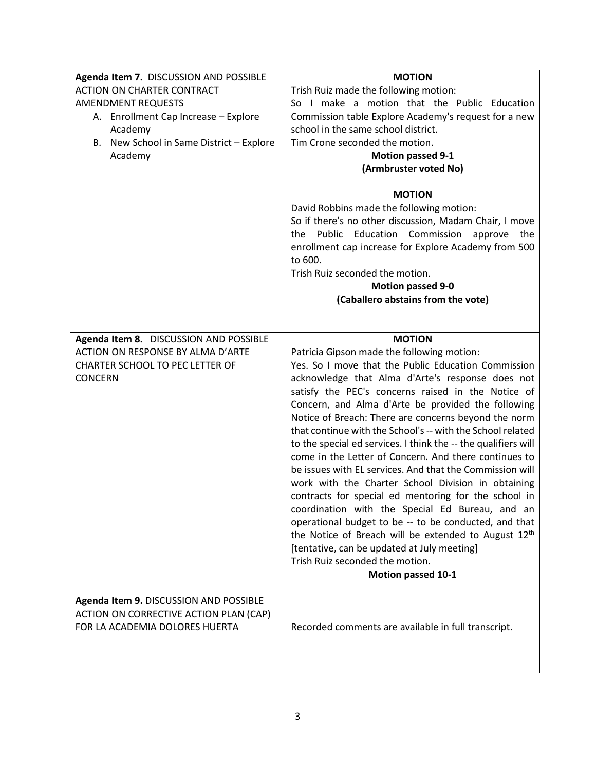| | |
|---|---|
| **Agenda Item 7.** DISCUSSION AND POSSIBLE ACTION ON CHARTER CONTRACT AMENDMENT REQUESTS<br>A. Enrollment Cap Increase – Explore Academy<br>B. New School in Same District – Explore Academy | **MOTION**<br>Trish Ruiz made the following motion:<br>So I make a motion that the Public Education Commission table Explore Academy's request for a new school in the same school district.<br>Tim Crone seconded the motion.<br>**Motion passed 9-1**<br>**(Armbruster voted No)**<br><br>**MOTION**<br>David Robbins made the following motion:<br>So if there's no other discussion, Madam Chair, I move the Public Education Commission approve the enrollment cap increase for Explore Academy from 500 to 600.<br>Trish Ruiz seconded the motion.<br>**Motion passed 9-0**<br>**(Caballero abstains from the vote)** |
| **Agenda Item 8.** DISCUSSION AND POSSIBLE ACTION ON RESPONSE BY ALMA D'ARTE CHARTER SCHOOL TO PEC LETTER OF CONCERN | **MOTION**<br>Patricia Gipson made the following motion:<br>Yes. So I move that the Public Education Commission acknowledge that Alma d'Arte's response does not satisfy the PEC's concerns raised in the Notice of Concern, and Alma d'Arte be provided the following Notice of Breach: There are concerns beyond the norm that continue with the School's -- with the School related to the special ed services. I think the -- the qualifiers will come in the Letter of Concern. And there continues to be issues with EL services. And that the Commission will work with the Charter School Division in obtaining contracts for special ed mentoring for the school in coordination with the Special Ed Bureau, and an operational budget to be -- to be conducted, and that the Notice of Breach will be extended to August 12th [tentative, can be updated at July meeting]<br>Trish Ruiz seconded the motion.<br>**Motion passed 10-1** |
| **Agenda Item 9.** DISCUSSION AND POSSIBLE ACTION ON CORRECTIVE ACTION PLAN (CAP) FOR LA ACADEMIA DOLORES HUERTA | Recorded comments are available in full transcript. |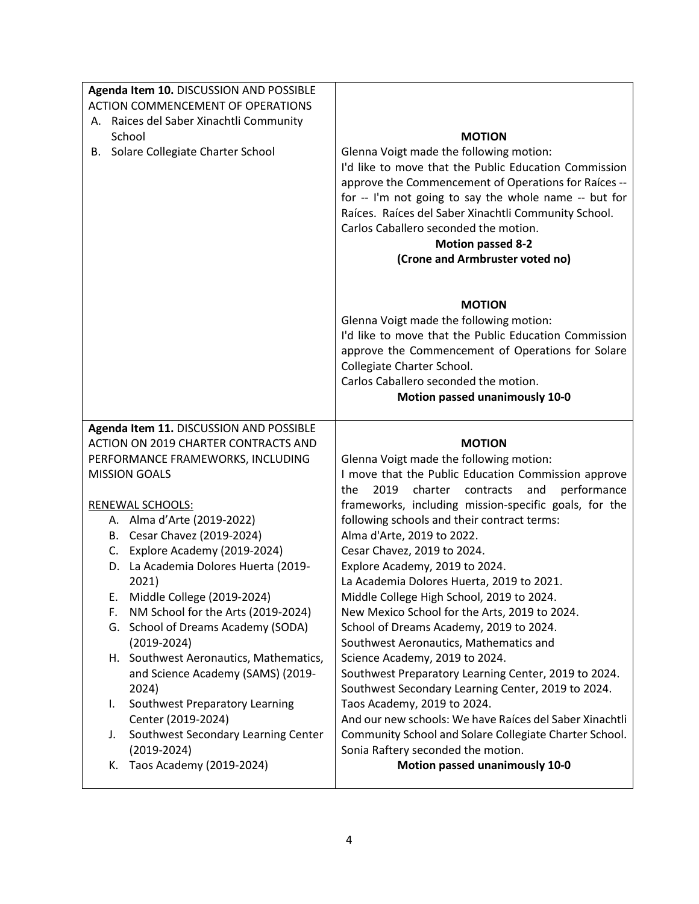| | |
|---|---|
| **Agenda Item 10.** DISCUSSION AND POSSIBLE ACTION COMMENCEMENT OF OPERATIONS<br>A. Raices del Saber Xinachtli Community School<br>B. Solare Collegiate Charter School | **MOTION**<br>Glenna Voigt made the following motion:<br>I'd like to move that the Public Education Commission approve the Commencement of Operations for Raíces -- for -- I'm not going to say the whole name -- but for Raíces. Raíces del Saber Xinachtli Community School.<br>Carlos Caballero seconded the motion.<br>**Motion passed 8-2**<br>**(Crone and Armbruster voted no)**<br><br>**MOTION**<br>Glenna Voigt made the following motion:<br>I'd like to move that the Public Education Commission approve the Commencement of Operations for Solare Collegiate Charter School.<br>Carlos Caballero seconded the motion.<br>**Motion passed unanimously 10-0** |
| **Agenda Item 11.** DISCUSSION AND POSSIBLE ACTION ON 2019 CHARTER CONTRACTS AND PERFORMANCE FRAMEWORKS, INCLUDING MISSION GOALS<br><br>RENEWAL SCHOOLS:<br>A. Alma d'Arte (2019-2022)<br>B. Cesar Chavez (2019-2024)<br>C. Explore Academy (2019-2024)<br>D. La Academia Dolores Huerta (2019-2021)<br>E. Middle College (2019-2024)<br>F. NM School for the Arts (2019-2024)<br>G. School of Dreams Academy (SODA) (2019-2024)<br>H. Southwest Aeronautics, Mathematics, and Science Academy (SAMS) (2019-2024)<br>I. Southwest Preparatory Learning Center (2019-2024)<br>J. Southwest Secondary Learning Center (2019-2024)<br>K. Taos Academy (2019-2024) | **MOTION**<br>Glenna Voigt made the following motion:<br>I move that the Public Education Commission approve the 2019 charter contracts and performance frameworks, including mission-specific goals, for the following schools and their contract terms:<br>Alma d'Arte, 2019 to 2022.<br>Cesar Chavez, 2019 to 2024.<br>Explore Academy, 2019 to 2024.<br>La Academia Dolores Huerta, 2019 to 2021.<br>Middle College High School, 2019 to 2024.<br>New Mexico School for the Arts, 2019 to 2024.<br>School of Dreams Academy, 2019 to 2024.<br>Southwest Aeronautics, Mathematics and Science Academy, 2019 to 2024.<br>Southwest Preparatory Learning Center, 2019 to 2024.<br>Southwest Secondary Learning Center, 2019 to 2024.<br>Taos Academy, 2019 to 2024.<br>And our new schools: We have Raíces del Saber Xinachtli Community School and Solare Collegiate Charter School.<br>Sonia Raftery seconded the motion.<br>**Motion passed unanimously 10-0** |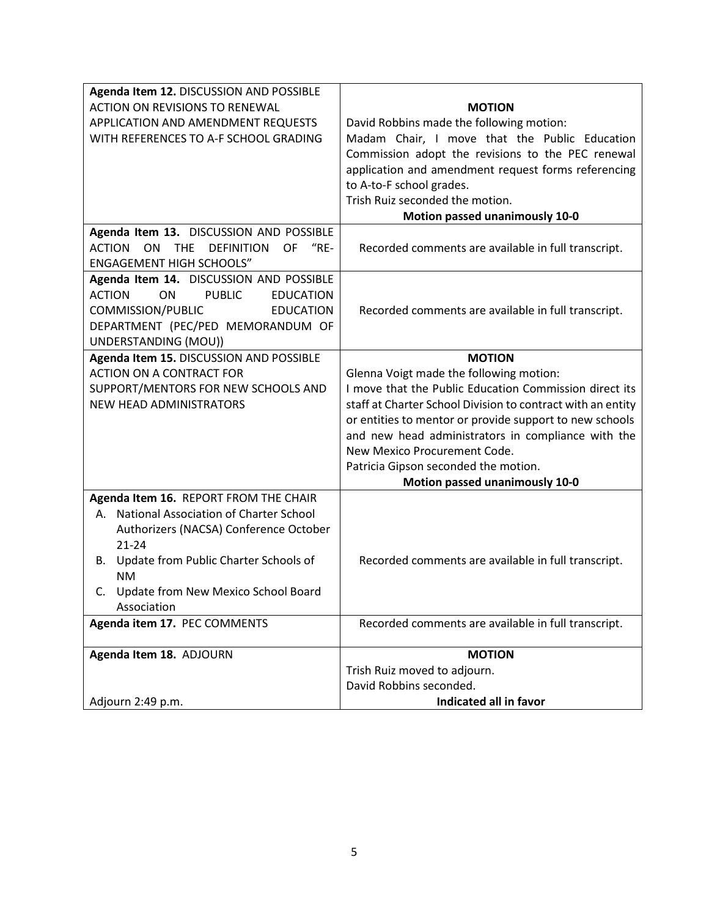| | |
|---|---|
| **Agenda Item 12.** DISCUSSION AND POSSIBLE ACTION ON REVISIONS TO RENEWAL APPLICATION AND AMENDMENT REQUESTS WITH REFERENCES TO A-F SCHOOL GRADING | **MOTION**<br>David Robbins made the following motion:<br>Madam Chair, I move that the Public Education Commission adopt the revisions to the PEC renewal application and amendment request forms referencing to A-to-F school grades.<br>Trish Ruiz seconded the motion.<br>**Motion passed unanimously 10-0** |
| **Agenda Item 13.** DISCUSSION AND POSSIBLE ACTION ON THE DEFINITION OF "RE-ENGAGEMENT HIGH SCHOOLS" | Recorded comments are available in full transcript. |
| **Agenda Item 14.** DISCUSSION AND POSSIBLE ACTION ON PUBLIC EDUCATION COMMISSION/PUBLIC EDUCATION DEPARTMENT (PEC/PED MEMORANDUM OF UNDERSTANDING (MOU)) | Recorded comments are available in full transcript. |
| **Agenda Item 15.** DISCUSSION AND POSSIBLE ACTION ON A CONTRACT FOR SUPPORT/MENTORS FOR NEW SCHOOLS AND NEW HEAD ADMINISTRATORS | **MOTION**<br>Glenna Voigt made the following motion:<br>I move that the Public Education Commission direct its staff at Charter School Division to contract with an entity or entities to mentor or provide support to new schools and new head administrators in compliance with the New Mexico Procurement Code.<br>Patricia Gipson seconded the motion.<br>**Motion passed unanimously 10-0** |
| **Agenda Item 16.** REPORT FROM THE CHAIR<br>A. National Association of Charter School Authorizers (NACSA) Conference October 21-24<br>B. Update from Public Charter Schools of NM<br>C. Update from New Mexico School Board Association | Recorded comments are available in full transcript. |
| **Agenda item 17.** PEC COMMENTS | Recorded comments are available in full transcript. |
| **Agenda Item 18.** ADJOURN<br><br>Adjourn 2:49 p.m. | **MOTION**<br>Trish Ruiz moved to adjourn.<br>David Robbins seconded.<br>**Indicated all in favor** |